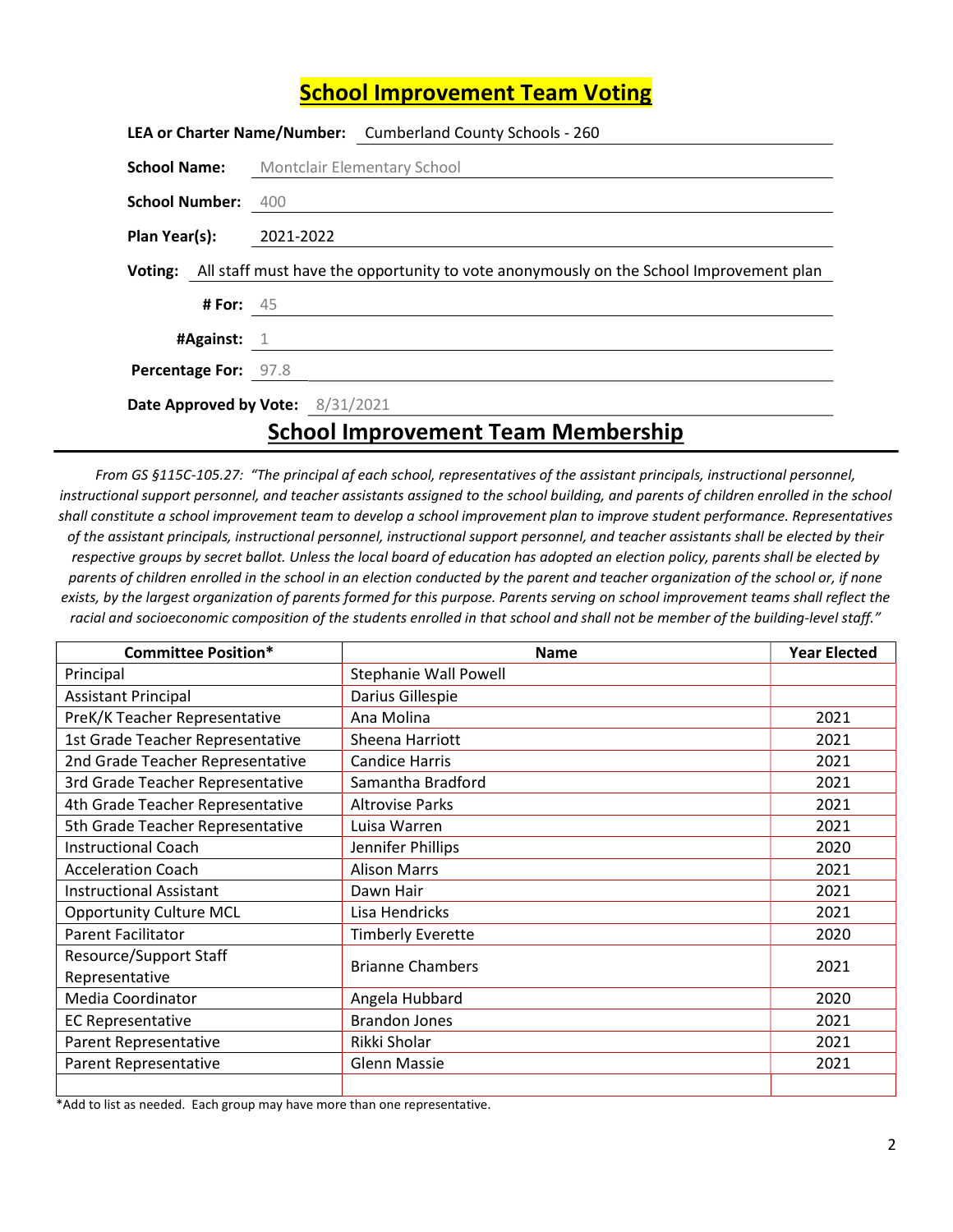# School Improvement Team Voting

**LEA or Charter Name/Number:** Cumberland County Schools - 260

**School Name:** Montclair Elementary School

**School Number:** 400

**Plan Year(s):** 2021-2022

**Voting:** All staff must have the opportunity to vote anonymously on the School Improvement plan

**# For:** 45

**#Against:** 1

**Percentage For:** 97.8

**Date Approved by Vote:** 8/31/2021

## School Improvement Team Membership

*From GS §115C-105.27: "The principal of each school, representatives of the assistant principals, instructional personnel, instructional support personnel, and teacher assistants assigned to the school building, and parents of children enrolled in the school shall constitute a school improvement team to develop a school improvement plan to improve student performance. Representatives of the assistant principals, instructional personnel, instructional support personnel, and teacher assistants shall be elected by their respective groups by secret ballot. Unless the local board of education has adopted an election policy, parents shall be elected by parents of children enrolled in the school in an election conducted by the parent and teacher organization of the school or, if none exists, by the largest organization of parents formed for this purpose. Parents serving on school improvement teams shall reflect the racial and socioeconomic composition of the students enrolled in that school and shall not be member of the building-level staff."*

| Committee Position* | Name | Year Elected |
|---|---|---|
| Principal | Stephanie Wall Powell | |
| Assistant Principal | Darius Gillespie | |
| PreK/K Teacher Representative | Ana Molina | 2021 |
| 1st Grade Teacher Representative | Sheena Harriott | 2021 |
| 2nd Grade Teacher Representative | Candice Harris | 2021 |
| 3rd Grade Teacher Representative | Samantha Bradford | 2021 |
| 4th Grade Teacher Representative | Altrovise Parks | 2021 |
| 5th Grade Teacher Representative | Luisa Warren | 2021 |
| Instructional Coach | Jennifer Phillips | 2020 |
| Acceleration Coach | Alison Marrs | 2021 |
| Instructional Assistant | Dawn Hair | 2021 |
| Opportunity Culture MCL | Lisa Hendricks | 2021 |
| Parent Facilitator | Timberly Everette | 2020 |
| Resource/Support Staff Representative | Brianne Chambers | 2021 |
| Media Coordinator | Angela Hubbard | 2020 |
| EC Representative | Brandon Jones | 2021 |
| Parent Representative | Rikki Sholar | 2021 |
| Parent Representative | Glenn Massie | 2021 |
| | | |

*Add to list as needed. Each group may have more than one representative.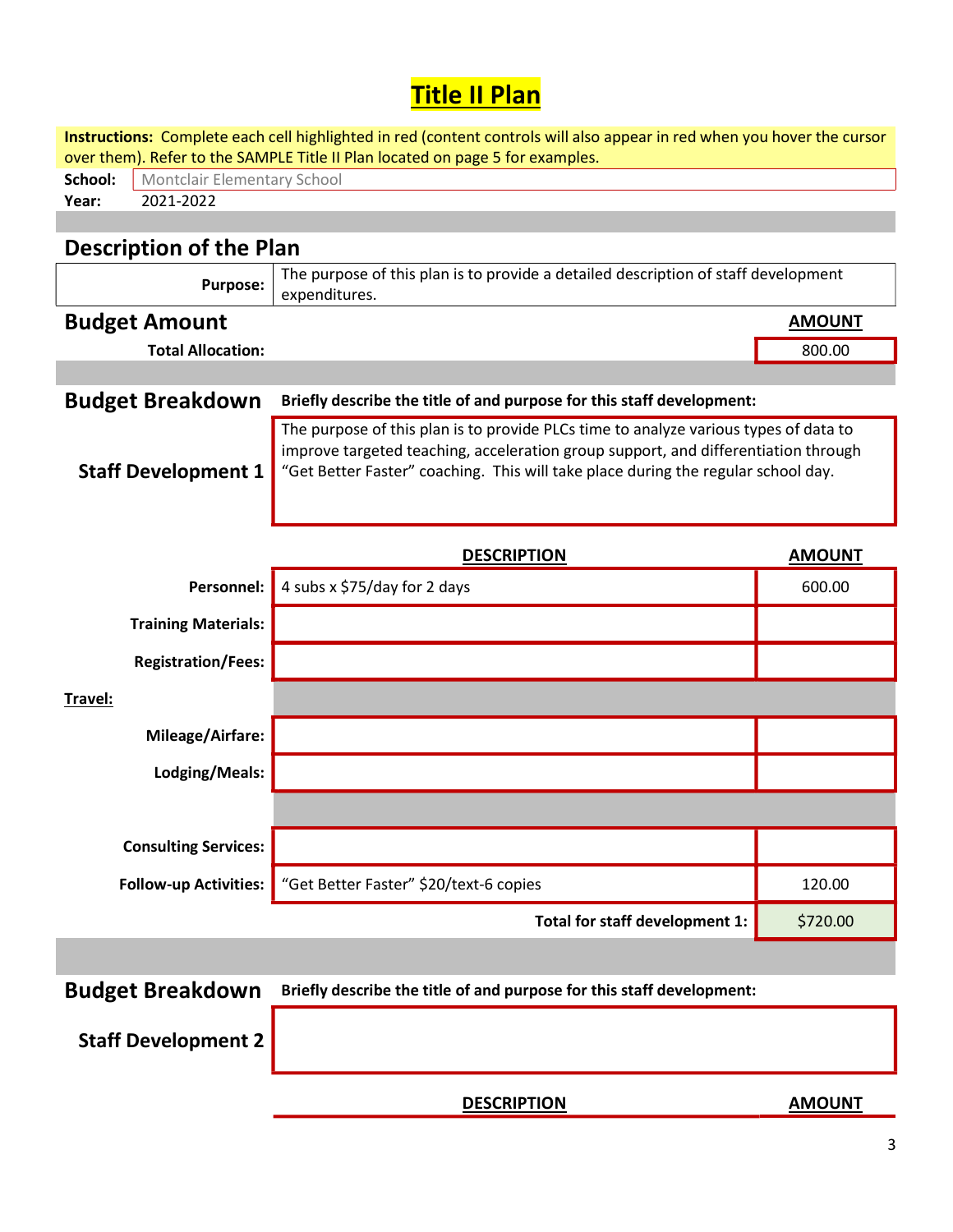# Title II Plan

**Instructions:** Complete each cell highlighted in red (content controls will also appear in red when you hover the cursor over them). Refer to the SAMPLE Title II Plan located on page 5 for examples.

**School:** Montclair Elementary School

**Year:** 2021-2022

## Description of the Plan

| | |
|---|---|
| **Purpose:** | The purpose of this plan is to provide a detailed description of staff development expenditures. |

## Budget Amount

| | **AMOUNT** |
|---|---|
| **Total Allocation:** | 800.00 |

## Budget Breakdown

**Briefly describe the title of and purpose for this staff development:**

**Staff Development 1**

The purpose of this plan is to provide PLCs time to analyze various types of data to improve targeted teaching, acceleration group support, and differentiation through "Get Better Faster" coaching. This will take place during the regular school day.

| | **DESCRIPTION** | **AMOUNT** |
|---|---|---|
| **Personnel:** | 4 subs x $75/day for 2 days | 600.00 |
| **Training Materials:** | | |
| **Registration/Fees:** | | |
| **Travel:** | | |
| **Mileage/Airfare:** | | |
| **Lodging/Meals:** | | |
| **Consulting Services:** | | |
| **Follow-up Activities:** | "Get Better Faster" $20/text-6 copies | 120.00 |
| | **Total for staff development 1:** | $720.00 |

## Budget Breakdown

**Briefly describe the title of and purpose for this staff development:**

**Staff Development 2**

| **DESCRIPTION** | **AMOUNT** |
|---|---|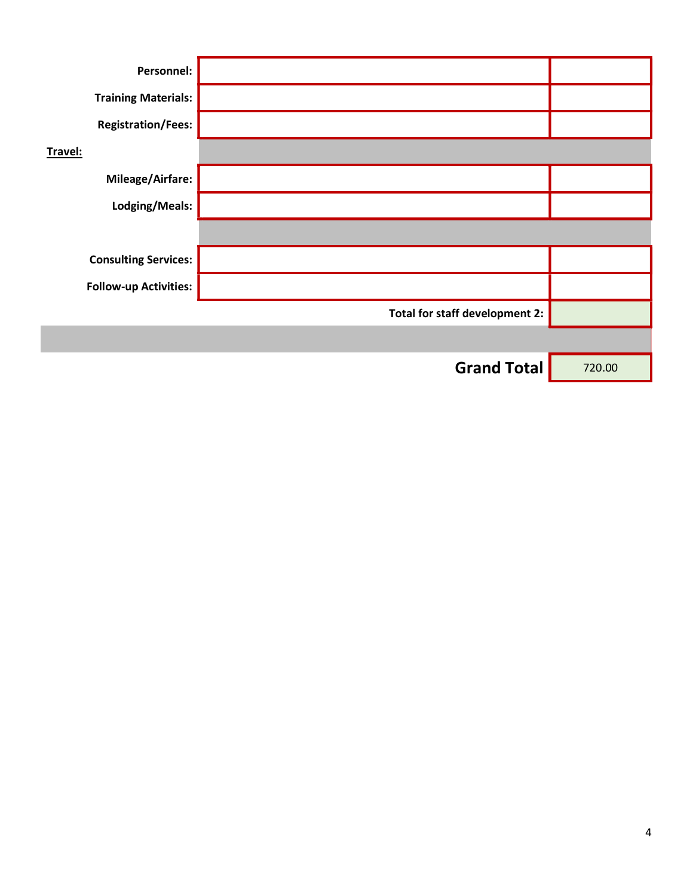| | | |
|---|---|---|
| **Personnel:** | | |
| **Training Materials:** | | |
| **Registration/Fees:** | | |
| **Travel:** | | |
| **Mileage/Airfare:** | | |
| **Lodging/Meals:** | | |
| | | |
| **Consulting Services:** | | |
| **Follow-up Activities:** | | |
| | **Total for staff development 2:** | |
| | | |
| | **Grand Total** | 720.00 |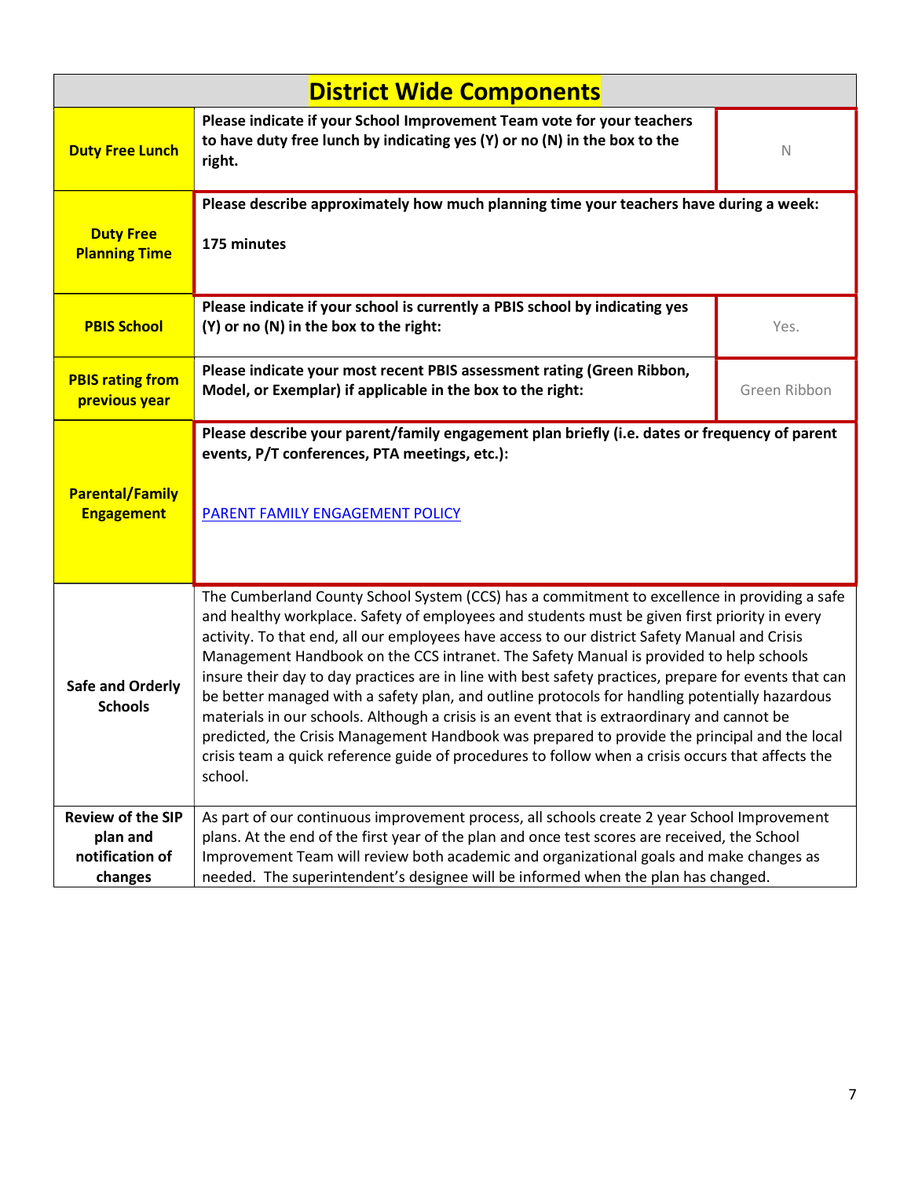| District Wide Components | | |
|---|---|---|
| **Duty Free Lunch** | **Please indicate if your School Improvement Team vote for your teachers to have duty free lunch by indicating yes (Y) or no (N) in the box to the right.** | N |
| **Duty Free Planning Time** | **Please describe approximately how much planning time your teachers have during a week:**<br><br>**175 minutes** | |
| **PBIS School** | **Please indicate if your school is currently a PBIS school by indicating yes (Y) or no (N) in the box to the right:** | Yes. |
| **PBIS rating from previous year** | **Please indicate your most recent PBIS assessment rating (Green Ribbon, Model, or Exemplar) if applicable in the box to the right:** | Green Ribbon |
| **Parental/Family Engagement** | **Please describe your parent/family engagement plan briefly (i.e. dates or frequency of parent events, P/T conferences, PTA meetings, etc.):**<br><br>PARENT FAMILY ENGAGEMENT POLICY | |
| **Safe and Orderly Schools** | The Cumberland County School System (CCS) has a commitment to excellence in providing a safe and healthy workplace. Safety of employees and students must be given first priority in every activity. To that end, all our employees have access to our district Safety Manual and Crisis Management Handbook on the CCS intranet. The Safety Manual is provided to help schools insure their day to day practices are in line with best safety practices, prepare for events that can be better managed with a safety plan, and outline protocols for handling potentially hazardous materials in our schools. Although a crisis is an event that is extraordinary and cannot be predicted, the Crisis Management Handbook was prepared to provide the principal and the local crisis team a quick reference guide of procedures to follow when a crisis occurs that affects the school. | |
| **Review of the SIP plan and notification of changes** | As part of our continuous improvement process, all schools create 2 year School Improvement plans. At the end of the first year of the plan and once test scores are received, the School Improvement Team will review both academic and organizational goals and make changes as needed. The superintendent's designee will be informed when the plan has changed. | |